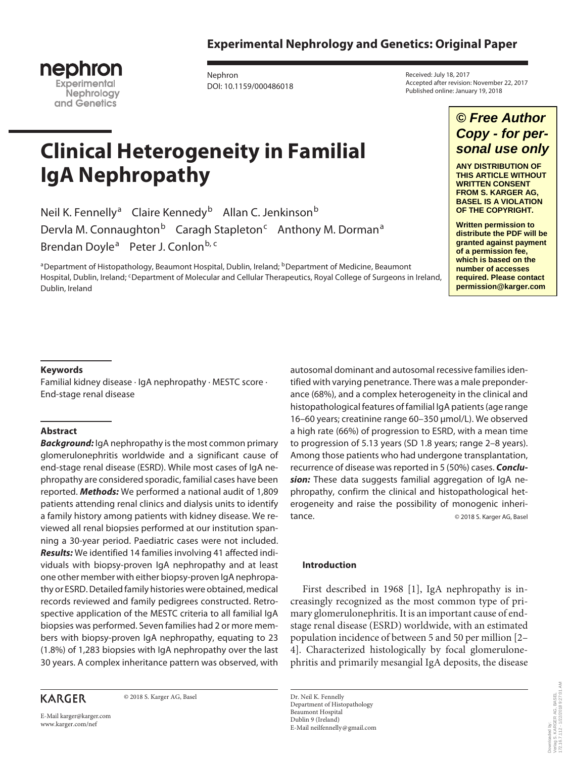**Experimental Nephrology and Genetics: Original Paper**

Nephron
DOI: 10.1159/000486018

Received: July 18, 2017
Accepted after revision: November 22, 2017
Published online: January 19, 2018

# Clinical Heterogeneity in Familial IgA Nephropathy

Neil K. Fennelly[a] Claire Kennedy[b] Allan C. Jenkinson[b] Dervla M. Connaughton[b] Caragh Stapleton[c] Anthony M. Dorman[a] Brendan Doyle[a] Peter J. Conlon[b, c]

[a]Department of Histopathology, Beaumont Hospital, Dublin, Ireland; [b]Department of Medicine, Beaumont Hospital, Dublin, Ireland; [c]Department of Molecular and Cellular Therapeutics, Royal College of Surgeons in Ireland, Dublin, Ireland

## Keywords

Familial kidney disease · IgA nephropathy · MESTC score · End-stage renal disease

## Abstract

***Background:*** IgA nephropathy is the most common primary glomerulonephritis worldwide and a significant cause of end-stage renal disease (ESRD). While most cases of IgA nephropathy are considered sporadic, familial cases have been reported. ***Methods:*** We performed a national audit of 1,809 patients attending renal clinics and dialysis units to identify a family history among patients with kidney disease. We reviewed all renal biopsies performed at our institution spanning a 30-year period. Paediatric cases were not included. ***Results:*** We identified 14 families involving 41 affected individuals with biopsy-proven IgA nephropathy and at least one other member with either biopsy-proven IgA nephropathy or ESRD. Detailed family histories were obtained, medical records reviewed and family pedigrees constructed. Retrospective application of the MESTC criteria to all familial IgA biopsies was performed. Seven families had 2 or more members with biopsy-proven IgA nephropathy, equating to 23 (1.8%) of 1,283 biopsies with IgA nephropathy over the last 30 years. A complex inheritance pattern was observed, with autosomal dominant and autosomal recessive families identified with varying penetrance. There was a male preponderance (68%), and a complex heterogeneity in the clinical and histopathological features of familial IgA patients (age range 16–60 years; creatinine range 60–350 µmol/L). We observed a high rate (66%) of progression to ESRD, with a mean time to progression of 5.13 years (SD 1.8 years; range 2–8 years). Among those patients who had undergone transplantation, recurrence of disease was reported in 5 (50%) cases. ***Conclusion:*** These data suggests familial aggregation of IgA nephropathy, confirm the clinical and histopathological heterogeneity and raise the possibility of monogenic inheritance.

© 2018 S. Karger AG, Basel

## Introduction

First described in 1968 [1], IgA nephropathy is increasingly recognized as the most common type of primary glomerulonephritis. It is an important cause of end-stage renal disease (ESRD) worldwide, with an estimated population incidence of between 5 and 50 per million [2–4]. Characterized histologically by focal glomerulonephritis and primarily mesangial IgA deposits, the disease

Dr. Neil K. Fennelly
Department of Histopathology
Beaumont Hospital
Dublin 9 (Ireland)
E-Mail neilfennelly@gmail.com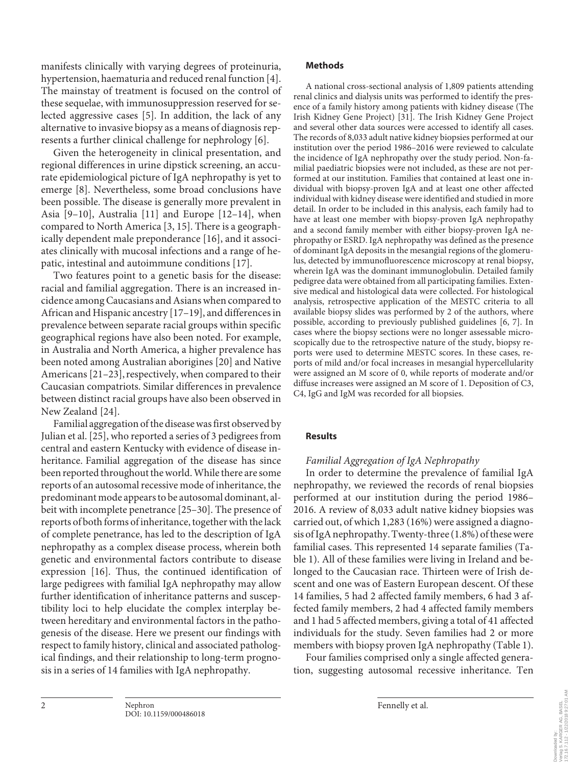manifests clinically with varying degrees of proteinuria, hypertension, haematuria and reduced renal function [4]. The mainstay of treatment is focused on the control of these sequelae, with immunosuppression reserved for selected aggressive cases [5]. In addition, the lack of any alternative to invasive biopsy as a means of diagnosis represents a further clinical challenge for nephrology [6].

Given the heterogeneity in clinical presentation, and regional differences in urine dipstick screening, an accurate epidemiological picture of IgA nephropathy is yet to emerge [8]. Nevertheless, some broad conclusions have been possible. The disease is generally more prevalent in Asia [9–10], Australia [11] and Europe [12–14], when compared to North America [3, 15]. There is a geographically dependent male preponderance [16], and it associates clinically with mucosal infections and a range of hepatic, intestinal and autoimmune conditions [17].

Two features point to a genetic basis for the disease: racial and familial aggregation. There is an increased incidence among Caucasians and Asians when compared to African and Hispanic ancestry [17–19], and differences in prevalence between separate racial groups within specific geographical regions have also been noted. For example, in Australia and North America, a higher prevalence has been noted among Australian aborigines [20] and Native Americans [21–23], respectively, when compared to their Caucasian compatriots. Similar differences in prevalence between distinct racial groups have also been observed in New Zealand [24].

Familial aggregation of the disease was first observed by Julian et al. [25], who reported a series of 3 pedigrees from central and eastern Kentucky with evidence of disease inheritance. Familial aggregation of the disease has since been reported throughout the world. While there are some reports of an autosomal recessive mode of inheritance, the predominant mode appears to be autosomal dominant, albeit with incomplete penetrance [25–30]. The presence of reports of both forms of inheritance, together with the lack of complete penetrance, has led to the description of IgA nephropathy as a complex disease process, wherein both genetic and environmental factors contribute to disease expression [16]. Thus, the continued identification of large pedigrees with familial IgA nephropathy may allow further identification of inheritance patterns and susceptibility loci to help elucidate the complex interplay between hereditary and environmental factors in the pathogenesis of the disease. Here we present our findings with respect to family history, clinical and associated pathological findings, and their relationship to long-term prognosis in a series of 14 families with IgA nephropathy.

## Methods

A national cross-sectional analysis of 1,809 patients attending renal clinics and dialysis units was performed to identify the presence of a family history among patients with kidney disease (The Irish Kidney Gene Project) [31]. The Irish Kidney Gene Project and several other data sources were accessed to identify all cases. The records of 8,033 adult native kidney biopsies performed at our institution over the period 1986–2016 were reviewed to calculate the incidence of IgA nephropathy over the study period. Non-familial paediatric biopsies were not included, as these are not performed at our institution. Families that contained at least one individual with biopsy-proven IgA and at least one other affected individual with kidney disease were identified and studied in more detail. In order to be included in this analysis, each family had to have at least one member with biopsy-proven IgA nephropathy and a second family member with either biopsy-proven IgA nephropathy or ESRD. IgA nephropathy was defined as the presence of dominant IgA deposits in the mesangial regions of the glomerulus, detected by immunofluorescence microscopy at renal biopsy, wherein IgA was the dominant immunoglobulin. Detailed family pedigree data were obtained from all participating families. Extensive medical and histological data were collected. For histological analysis, retrospective application of the MESTC criteria to all available biopsy slides was performed by 2 of the authors, where possible, according to previously published guidelines [6, 7]. In cases where the biopsy sections were no longer assessable microscopically due to the retrospective nature of the study, biopsy reports were used to determine MESTC scores. In these cases, reports of mild and/or focal increases in mesangial hypercellularity were assigned an M score of 0, while reports of moderate and/or diffuse increases were assigned an M score of 1. Deposition of C3, C4, IgG and IgM was recorded for all biopsies.

## Results

### *Familial Aggregation of IgA Nephropathy*

In order to determine the prevalence of familial IgA nephropathy, we reviewed the records of renal biopsies performed at our institution during the period 1986–2016. A review of 8,033 adult native kidney biopsies was carried out, of which 1,283 (16%) were assigned a diagnosis of IgA nephropathy. Twenty-three (1.8%) of these were familial cases. This represented 14 separate families (Table 1). All of these families were living in Ireland and belonged to the Caucasian race. Thirteen were of Irish descent and one was of Eastern European descent. Of these 14 families, 5 had 2 affected family members, 6 had 3 affected family members, 2 had 4 affected family members and 1 had 5 affected members, giving a total of 41 affected individuals for the study. Seven families had 2 or more members with biopsy proven IgA nephropathy (Table 1).

Four families comprised only a single affected generation, suggesting autosomal recessive inheritance. Ten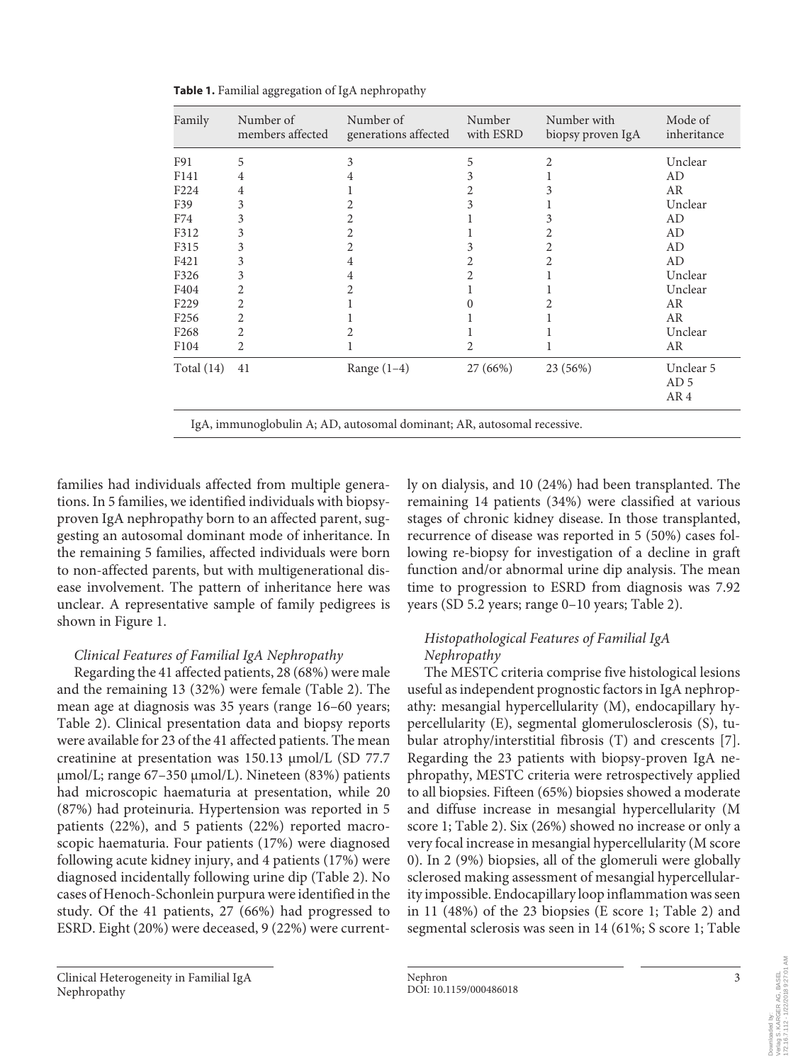**Table 1.** Familial aggregation of IgA nephropathy

| Family | Number of members affected | Number of generations affected | Number with ESRD | Number with biopsy proven IgA | Mode of inheritance |
|---|---|---|---|---|---|
| F91 | 5 | 3 | 5 | 2 | Unclear |
| F141 | 4 | 4 | 3 | 1 | AD |
| F224 | 4 | 1 | 2 | 3 | AR |
| F39 | 3 | 2 | 3 | 1 | Unclear |
| F74 | 3 | 2 | 1 | 3 | AD |
| F312 | 3 | 2 | 1 | 2 | AD |
| F315 | 3 | 2 | 3 | 2 | AD |
| F421 | 3 | 4 | 2 | 2 | AD |
| F326 | 3 | 4 | 2 | 1 | Unclear |
| F404 | 2 | 2 | 1 | 1 | Unclear |
| F229 | 2 | 1 | 0 | 2 | AR |
| F256 | 2 | 1 | 1 | 1 | AR |
| F268 | 2 | 2 | 1 | 1 | Unclear |
| F104 | 2 | 1 | 2 | 1 | AR |
| Total (14) | 41 | Range (1–4) | 27 (66%) | 23 (56%) | Unclear 5<br>AD 5<br>AR 4 |

IgA, immunoglobulin A; AD, autosomal dominant; AR, autosomal recessive.

families had individuals affected from multiple generations. In 5 families, we identified individuals with biopsy-proven IgA nephropathy born to an affected parent, suggesting an autosomal dominant mode of inheritance. In the remaining 5 families, affected individuals were born to non-affected parents, but with multigenerational disease involvement. The pattern of inheritance here was unclear. A representative sample of family pedigrees is shown in Figure 1.

*Clinical Features of Familial IgA Nephropathy*

Regarding the 41 affected patients, 28 (68%) were male and the remaining 13 (32%) were female (Table 2). The mean age at diagnosis was 35 years (range 16–60 years; Table 2). Clinical presentation data and biopsy reports were available for 23 of the 41 affected patients. The mean creatinine at presentation was 150.13 μmol/L (SD 77.7 μmol/L; range 67–350 μmol/L). Nineteen (83%) patients had microscopic haematuria at presentation, while 20 (87%) had proteinuria. Hypertension was reported in 5 patients (22%), and 5 patients (22%) reported macroscopic haematuria. Four patients (17%) were diagnosed following acute kidney injury, and 4 patients (17%) were diagnosed incidentally following urine dip (Table 2). No cases of Henoch-Schonlein purpura were identified in the study. Of the 41 patients, 27 (66%) had progressed to ESRD. Eight (20%) were deceased, 9 (22%) were currently on dialysis, and 10 (24%) had been transplanted. The remaining 14 patients (34%) were classified at various stages of chronic kidney disease. In those transplanted, recurrence of disease was reported in 5 (50%) cases following re-biopsy for investigation of a decline in graft function and/or abnormal urine dip analysis. The mean time to progression to ESRD from diagnosis was 7.92 years (SD 5.2 years; range 0–10 years; Table 2).

*Histopathological Features of Familial IgA Nephropathy*

The MESTC criteria comprise five histological lesions useful as independent prognostic factors in IgA nephropathy: mesangial hypercellularity (M), endocapillary hypercellularity (E), segmental glomerulosclerosis (S), tubular atrophy/interstitial fibrosis (T) and crescents [7]. Regarding the 23 patients with biopsy-proven IgA nephropathy, MESTC criteria were retrospectively applied to all biopsies. Fifteen (65%) biopsies showed a moderate and diffuse increase in mesangial hypercellularity (M score 1; Table 2). Six (26%) showed no increase or only a very focal increase in mesangial hypercellularity (M score 0). In 2 (9%) biopsies, all of the glomeruli were globally sclerosed making assessment of mesangial hypercellularity impossible. Endocapillary loop inflammation was seen in 11 (48%) of the 23 biopsies (E score 1; Table 2) and segmental sclerosis was seen in 14 (61%; S score 1; Table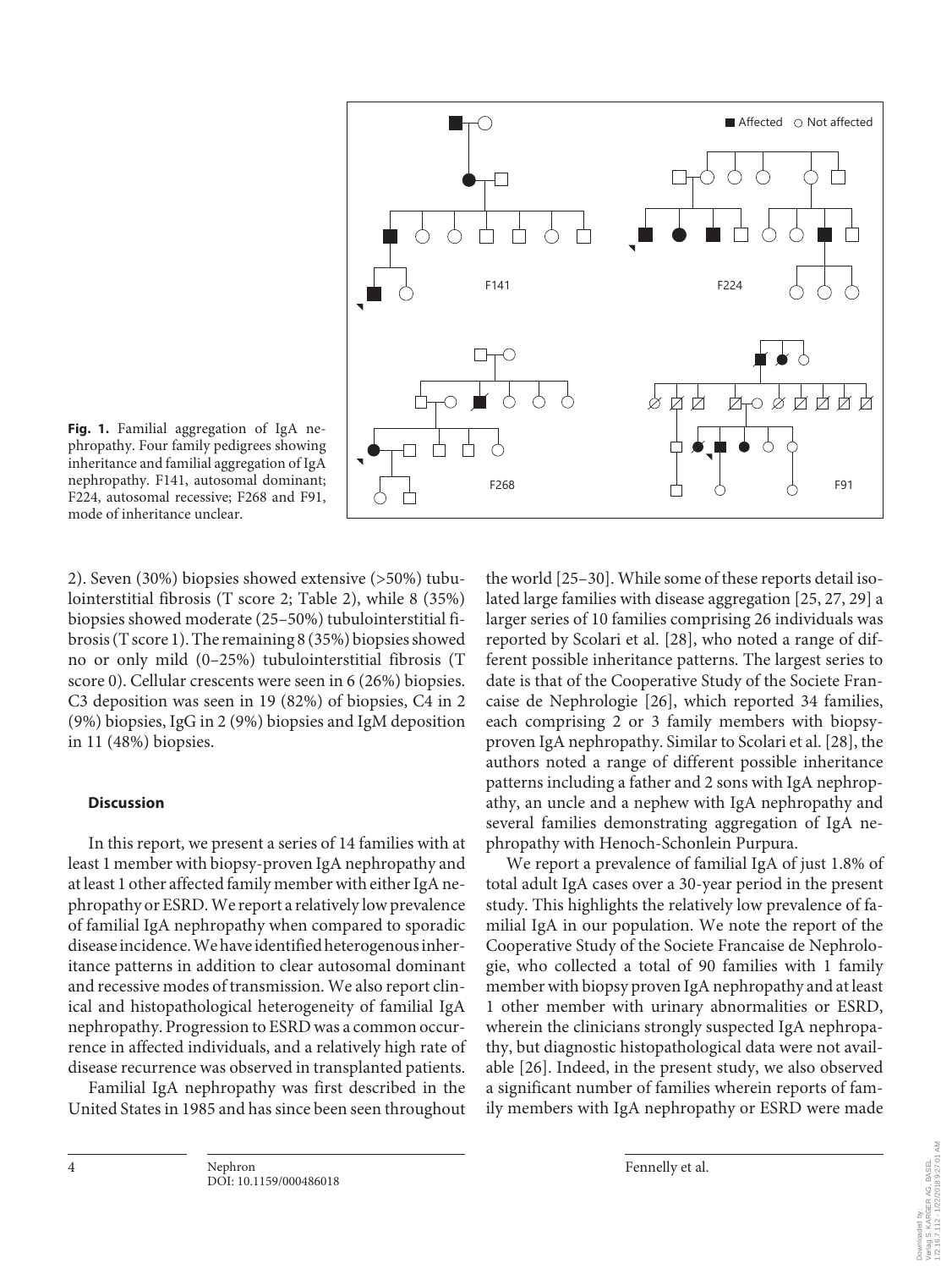**Fig. 1.** Familial aggregation of IgA nephropathy. Four family pedigrees showing inheritance and familial aggregation of IgA nephropathy. F141, autosomal dominant; F224, autosomal recessive; F268 and F91, mode of inheritance unclear.

2). Seven (30%) biopsies showed extensive (>50%) tubulointerstitial fibrosis (T score 2; Table 2), while 8 (35%) biopsies showed moderate (25–50%) tubulointerstitial fibrosis (T score 1). The remaining 8 (35%) biopsies showed no or only mild (0–25%) tubulointerstitial fibrosis (T score 0). Cellular crescents were seen in 6 (26%) biopsies. C3 deposition was seen in 19 (82%) of biopsies, C4 in 2 (9%) biopsies, IgG in 2 (9%) biopsies and IgM deposition in 11 (48%) biopsies.

## Discussion

In this report, we present a series of 14 families with at least 1 member with biopsy-proven IgA nephropathy and at least 1 other affected family member with either IgA nephropathy or ESRD. We report a relatively low prevalence of familial IgA nephropathy when compared to sporadic disease incidence. We have identified heterogenous inheritance patterns in addition to clear autosomal dominant and recessive modes of transmission. We also report clinical and histopathological heterogeneity of familial IgA nephropathy. Progression to ESRD was a common occurrence in affected individuals, and a relatively high rate of disease recurrence was observed in transplanted patients.

Familial IgA nephropathy was first described in the United States in 1985 and has since been seen throughout the world [25–30]. While some of these reports detail isolated large families with disease aggregation [25, 27, 29] a larger series of 10 families comprising 26 individuals was reported by Scolari et al. [28], who noted a range of different possible inheritance patterns. The largest series to date is that of the Cooperative Study of the Societe Francaise de Nephrologie [26], which reported 34 families, each comprising 2 or 3 family members with biopsy-proven IgA nephropathy. Similar to Scolari et al. [28], the authors noted a range of different possible inheritance patterns including a father and 2 sons with IgA nephropathy, an uncle and a nephew with IgA nephropathy and several families demonstrating aggregation of IgA nephropathy with Henoch-Schonlein Purpura.

We report a prevalence of familial IgA of just 1.8% of total adult IgA cases over a 30-year period in the present study. This highlights the relatively low prevalence of familial IgA in our population. We note the report of the Cooperative Study of the Societe Francaise de Nephrologie, who collected a total of 90 families with 1 family member with biopsy proven IgA nephropathy and at least 1 other member with urinary abnormalities or ESRD, wherein the clinicians strongly suspected IgA nephropathy, but diagnostic histopathological data were not available [26]. Indeed, in the present study, we also observed a significant number of families wherein reports of family members with IgA nephropathy or ESRD were made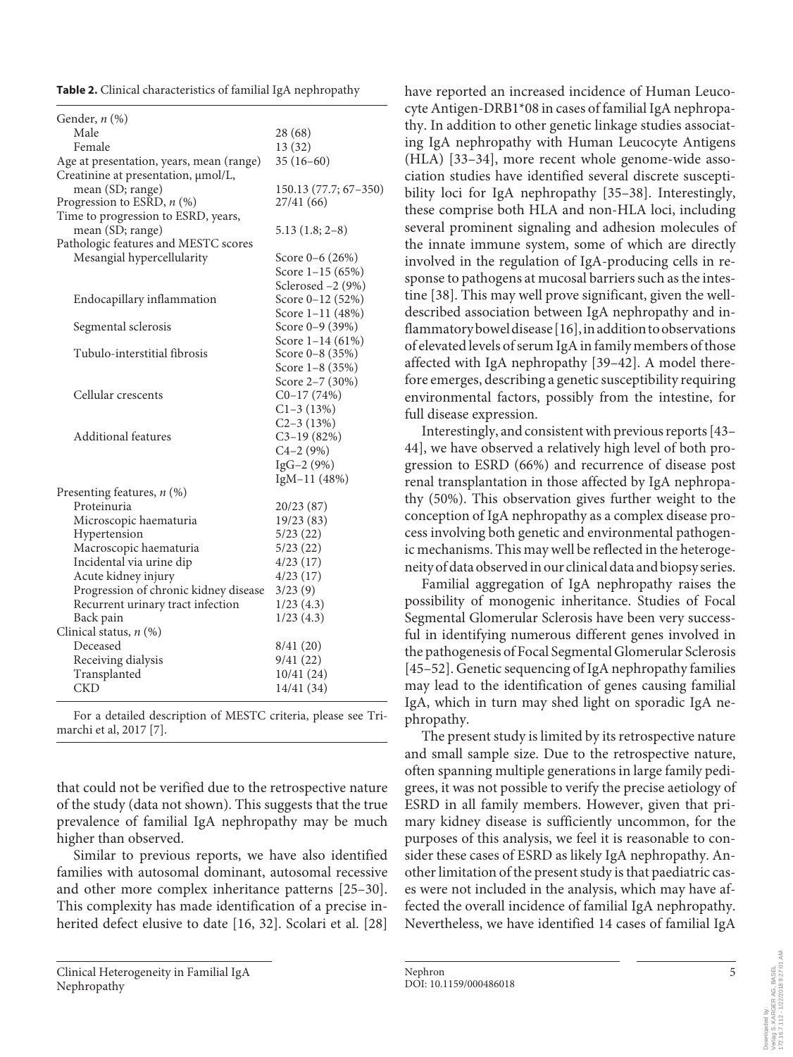**Table 2.** Clinical characteristics of familial IgA nephropathy

| | |
|---|---|
| Gender, *n* (%) | |
| Male | 28 (68) |
| Female | 13 (32) |
| Age at presentation, years, mean (range) | 35 (16–60) |
| Creatinine at presentation, μmol/L, mean (SD; range) | 150.13 (77.7; 67–350) |
| Progression to ESRD, *n* (%) | 27/41 (66) |
| Time to progression to ESRD, years, mean (SD; range) | 5.13 (1.8; 2–8) |
| Pathologic features and MESTC scores | |
| Mesangial hypercellularity | Score 0–6 (26%)<br>Score 1–15 (65%)<br>Sclerosed –2 (9%) |
| Endocapillary inflammation | Score 0–12 (52%)<br>Score 1–11 (48%) |
| Segmental sclerosis | Score 0–9 (39%)<br>Score 1–14 (61%) |
| Tubulo-interstitial fibrosis | Score 0–8 (35%)<br>Score 1–8 (35%)<br>Score 2–7 (30%) |
| Cellular crescents | C0–17 (74%)<br>C1–3 (13%)<br>C2–3 (13%) |
| Additional features | C3–19 (82%)<br>C4–2 (9%)<br>IgG–2 (9%)<br>IgM–11 (48%) |
| Presenting features, *n* (%) | |
| Proteinuria | 20/23 (87) |
| Microscopic haematuria | 19/23 (83) |
| Hypertension | 5/23 (22) |
| Macroscopic haematuria | 5/23 (22) |
| Incidental via urine dip | 4/23 (17) |
| Acute kidney injury | 4/23 (17) |
| Progression of chronic kidney disease | 3/23 (9) |
| Recurrent urinary tract infection | 1/23 (4.3) |
| Back pain | 1/23 (4.3) |
| Clinical status, *n* (%) | |
| Deceased | 8/41 (20) |
| Receiving dialysis | 9/41 (22) |
| Transplanted | 10/41 (24) |
| CKD | 14/41 (34) |

For a detailed description of MESTC criteria, please see Trimarchi et al, 2017 [7].

that could not be verified due to the retrospective nature of the study (data not shown). This suggests that the true prevalence of familial IgA nephropathy may be much higher than observed.

Similar to previous reports, we have also identified families with autosomal dominant, autosomal recessive and other more complex inheritance patterns [25–30]. This complexity has made identification of a precise inherited defect elusive to date [16, 32]. Scolari et al. [28] have reported an increased incidence of Human Leucocyte Antigen-DRB1*08 in cases of familial IgA nephropathy. In addition to other genetic linkage studies associating IgA nephropathy with Human Leucocyte Antigens (HLA) [33–34], more recent whole genome-wide association studies have identified several discrete susceptibility loci for IgA nephropathy [35–38]. Interestingly, these comprise both HLA and non-HLA loci, including several prominent signaling and adhesion molecules of the innate immune system, some of which are directly involved in the regulation of IgA-producing cells in response to pathogens at mucosal barriers such as the intestine [38]. This may well prove significant, given the well-described association between IgA nephropathy and inflammatory bowel disease [16], in addition to observations of elevated levels of serum IgA in family members of those affected with IgA nephropathy [39–42]. A model therefore emerges, describing a genetic susceptibility requiring environmental factors, possibly from the intestine, for full disease expression.

Interestingly, and consistent with previous reports [43–44], we have observed a relatively high level of both progression to ESRD (66%) and recurrence of disease post renal transplantation in those affected by IgA nephropathy (50%). This observation gives further weight to the conception of IgA nephropathy as a complex disease process involving both genetic and environmental pathogenic mechanisms. This may well be reflected in the heterogeneity of data observed in our clinical data and biopsy series.

Familial aggregation of IgA nephropathy raises the possibility of monogenic inheritance. Studies of Focal Segmental Glomerular Sclerosis have been very successful in identifying numerous different genes involved in the pathogenesis of Focal Segmental Glomerular Sclerosis [45–52]. Genetic sequencing of IgA nephropathy families may lead to the identification of genes causing familial IgA, which in turn may shed light on sporadic IgA nephropathy.

The present study is limited by its retrospective nature and small sample size. Due to the retrospective nature, often spanning multiple generations in large family pedigrees, it was not possible to verify the precise aetiology of ESRD in all family members. However, given that primary kidney disease is sufficiently uncommon, for the purposes of this analysis, we feel it is reasonable to consider these cases of ESRD as likely IgA nephropathy. Another limitation of the present study is that paediatric cases were not included in the analysis, which may have affected the overall incidence of familial IgA nephropathy. Nevertheless, we have identified 14 cases of familial IgA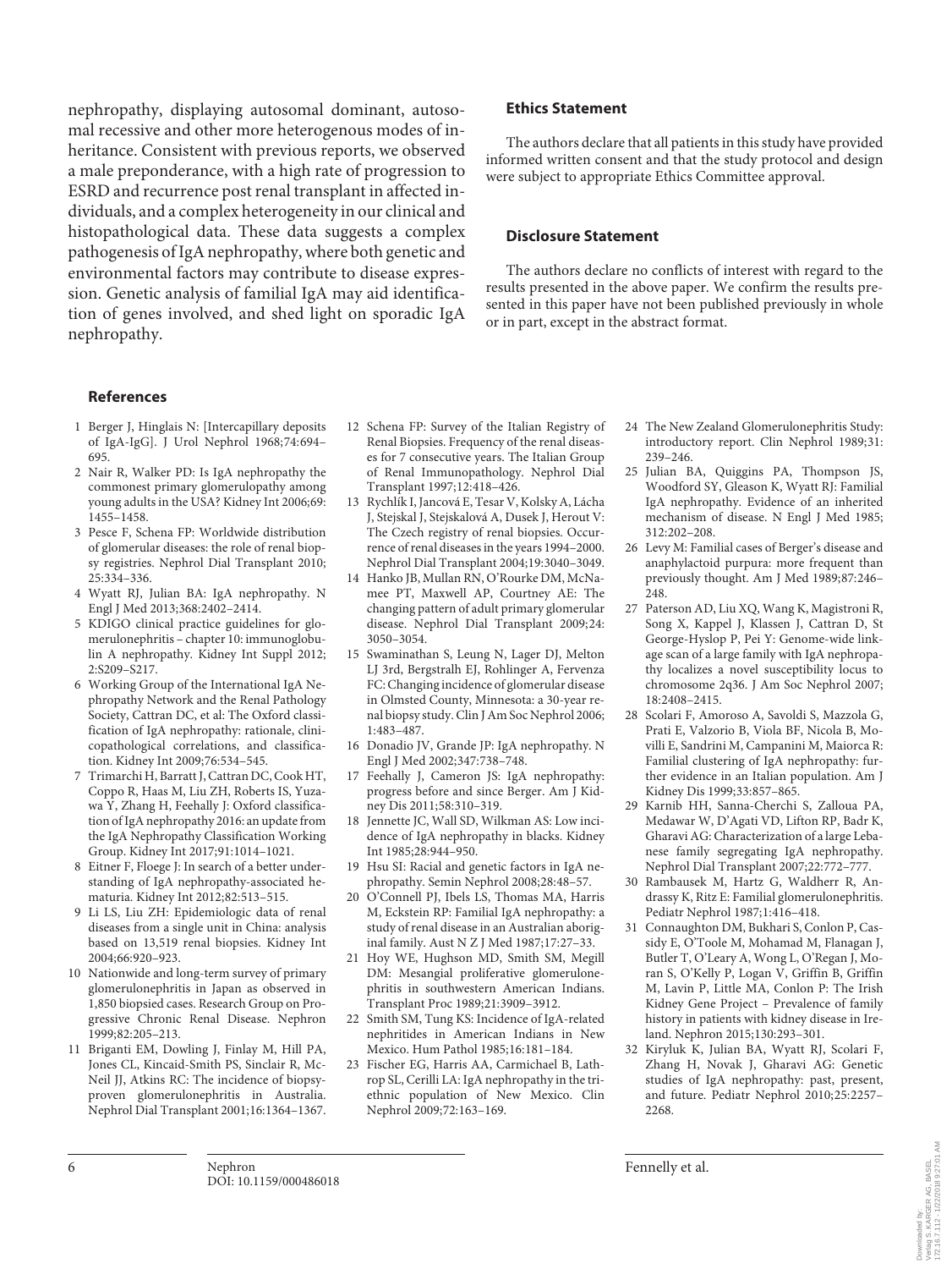nephropathy, displaying autosomal dominant, autosomal recessive and other more heterogenous modes of inheritance. Consistent with previous reports, we observed a male preponderance, with a high rate of progression to ESRD and recurrence post renal transplant in affected individuals, and a complex heterogeneity in our clinical and histopathological data. These data suggests a complex pathogenesis of IgA nephropathy, where both genetic and environmental factors may contribute to disease expression. Genetic analysis of familial IgA may aid identification of genes involved, and shed light on sporadic IgA nephropathy.

### Ethics Statement

The authors declare that all patients in this study have provided informed written consent and that the study protocol and design were subject to appropriate Ethics Committee approval.

### Disclosure Statement

The authors declare no conflicts of interest with regard to the results presented in the above paper. We confirm the results presented in this paper have not been published previously in whole or in part, except in the abstract format.

## References

1. Berger J, Hinglais N: [Intercapillary deposits of IgA-IgG]. J Urol Nephrol 1968;74:694–695.
2. Nair R, Walker PD: Is IgA nephropathy the commonest primary glomerulopathy among young adults in the USA? Kidney Int 2006;69: 1455–1458.
3. Pesce F, Schena FP: Worldwide distribution of glomerular diseases: the role of renal biopsy registries. Nephrol Dial Transplant 2010; 25:334–336.
4. Wyatt RJ, Julian BA: IgA nephropathy. N Engl J Med 2013;368:2402–2414.
5. KDIGO clinical practice guidelines for glomerulonephritis – chapter 10: immunoglobulin A nephropathy. Kidney Int Suppl 2012; 2:S209–S217.
6. Working Group of the International IgA Nephropathy Network and the Renal Pathology Society, Cattran DC, et al: The Oxford classification of IgA nephropathy: rationale, clinicopathological correlations, and classification. Kidney Int 2009;76:534–545.
7. Trimarchi H, Barratt J, Cattran DC, Cook HT, Coppo R, Haas M, Liu ZH, Roberts IS, Yuzawa Y, Zhang H, Feehally J: Oxford classification of IgA nephropathy 2016: an update from the IgA Nephropathy Classification Working Group. Kidney Int 2017;91:1014–1021.
8. Eitner F, Floege J: In search of a better understanding of IgA nephropathy-associated hematuria. Kidney Int 2012;82:513–515.
9. Li LS, Liu ZH: Epidemiologic data of renal diseases from a single unit in China: analysis based on 13,519 renal biopsies. Kidney Int 2004;66:920–923.
10. Nationwide and long-term survey of primary glomerulonephritis in Japan as observed in 1,850 biopsied cases. Research Group on Progressive Chronic Renal Disease. Nephron 1999;82:205–213.
11. Briganti EM, Dowling J, Finlay M, Hill PA, Jones CL, Kincaid-Smith PS, Sinclair R, McNeil JJ, Atkins RC: The incidence of biopsy-proven glomerulonephritis in Australia. Nephrol Dial Transplant 2001;16:1364–1367.
12. Schena FP: Survey of the Italian Registry of Renal Biopsies. Frequency of the renal diseases for 7 consecutive years. The Italian Group of Renal Immunopathology. Nephrol Dial Transplant 1997;12:418–426.
13. Rychlík I, Jancová E, Tesar V, Kolsky A, Lácha J, Stejskal J, Stejskalová A, Dusek J, Herout V: The Czech registry of renal biopsies. Occurrence of renal diseases in the years 1994–2000. Nephrol Dial Transplant 2004;19:3040–3049.
14. Hanko JB, Mullan RN, O'Rourke DM, McNamee PT, Maxwell AP, Courtney AE: The changing pattern of adult primary glomerular disease. Nephrol Dial Transplant 2009;24: 3050–3054.
15. Swaminathan S, Leung N, Lager DJ, Melton LJ 3rd, Bergstralh EJ, Rohlinger A, Fervenza FC: Changing incidence of glomerular disease in Olmsted County, Minnesota: a 30-year renal biopsy study. Clin J Am Soc Nephrol 2006; 1:483–487.
16. Donadio JV, Grande JP: IgA nephropathy. N Engl J Med 2002;347:738–748.
17. Feehally J, Cameron JS: IgA nephropathy: progress before and since Berger. Am J Kidney Dis 2011;58:310–319.
18. Jennette JC, Wall SD, Wilkman AS: Low incidence of IgA nephropathy in blacks. Kidney Int 1985;28:944–950.
19. Hsu SI: Racial and genetic factors in IgA nephropathy. Semin Nephrol 2008;28:48–57.
20. O'Connell PJ, Ibels LS, Thomas MA, Harris M, Eckstein RP: Familial IgA nephropathy: a study of renal disease in an Australian aboriginal family. Aust N Z J Med 1987;17:27–33.
21. Hoy WE, Hughson MD, Smith SM, Megill DM: Mesangial proliferative glomerulonephritis in southwestern American Indians. Transplant Proc 1989;21:3909–3912.
22. Smith SM, Tung KS: Incidence of IgA-related nephritides in American Indians in New Mexico. Hum Pathol 1985;16:181–184.
23. Fischer EG, Harris AA, Carmichael B, Lathrop SL, Cerilli LA: IgA nephropathy in the triethnic population of New Mexico. Clin Nephrol 2009;72:163–169.
24. The New Zealand Glomerulonephritis Study: introductory report. Clin Nephrol 1989;31: 239–246.
25. Julian BA, Quiggins PA, Thompson JS, Woodford SY, Gleason K, Wyatt RJ: Familial IgA nephropathy. Evidence of an inherited mechanism of disease. N Engl J Med 1985; 312:202–208.
26. Levy M: Familial cases of Berger's disease and anaphylactoid purpura: more frequent than previously thought. Am J Med 1989;87:246–248.
27. Paterson AD, Liu XQ, Wang K, Magistroni R, Song X, Kappel J, Klassen J, Cattran D, St George-Hyslop P, Pei Y: Genome-wide linkage scan of a large family with IgA nephropathy localizes a novel susceptibility locus to chromosome 2q36. J Am Soc Nephrol 2007; 18:2408–2415.
28. Scolari F, Amoroso A, Savoldi S, Mazzola G, Prati E, Valzorio B, Viola BF, Nicola B, Movilli E, Sandrini M, Campanini M, Maiorca R: Familial clustering of IgA nephropathy: further evidence in an Italian population. Am J Kidney Dis 1999;33:857–865.
29. Karnib HH, Sanna-Cherchi S, Zalloua PA, Medawar W, D'Agati VD, Lifton RP, Badr K, Gharavi AG: Characterization of a large Lebanese family segregating IgA nephropathy. Nephrol Dial Transplant 2007;22:772–777.
30. Rambausek M, Hartz G, Waldherr R, Andrassy K, Ritz E: Familial glomerulonephritis. Pediatr Nephrol 1987;1:416–418.
31. Connaughton DM, Bukhari S, Conlon P, Cassidy E, O'Toole M, Mohamad M, Flanagan J, Butler T, O'Leary A, Wong L, O'Regan J, Moran S, O'Kelly P, Logan V, Griffin B, Griffin M, Lavin P, Little MA, Conlon P: The Irish Kidney Gene Project – Prevalence of family history in patients with kidney disease in Ireland. Nephron 2015;130:293–301.
32. Kiryluk K, Julian BA, Wyatt RJ, Scolari F, Zhang H, Novak J, Gharavi AG: Genetic studies of IgA nephropathy: past, present, and future. Pediatr Nephrol 2010;25:2257–2268.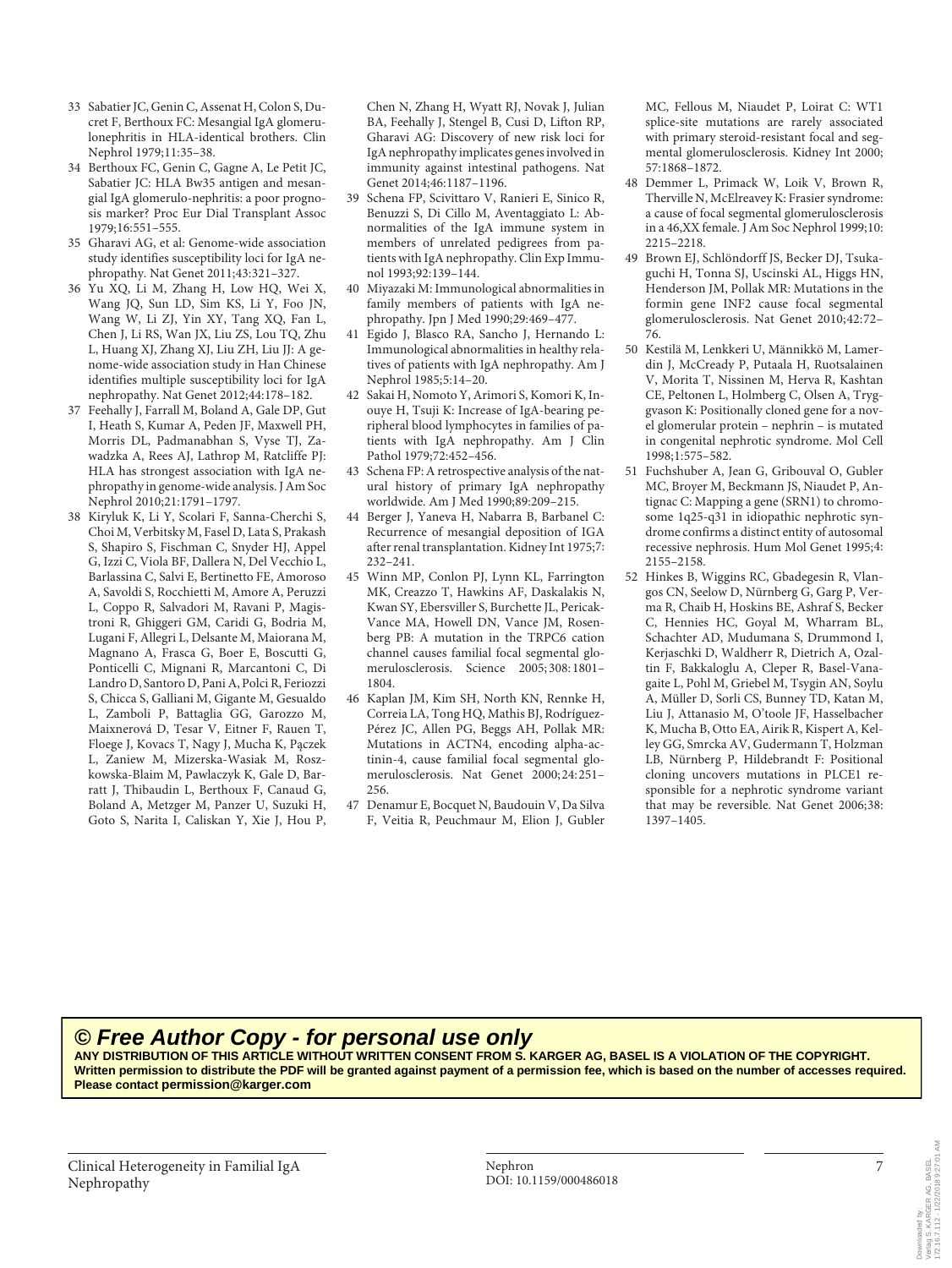33 Sabatier JC, Genin C, Assenat H, Colon S, Ducret F, Berthoux FC: Mesangial IgA glomerulonephritis in HLA-identical brothers. Clin Nephrol 1979;11:35–38.

34 Berthoux FC, Genin C, Gagne A, Le Petit JC, Sabatier JC: HLA Bw35 antigen and mesangial IgA glomerulo-nephritis: a poor prognosis marker? Proc Eur Dial Transplant Assoc 1979;16:551–555.

35 Gharavi AG, et al: Genome-wide association study identifies susceptibility loci for IgA nephropathy. Nat Genet 2011;43:321–327.

36 Yu XQ, Li M, Zhang H, Low HQ, Wei X, Wang JQ, Sun LD, Sim KS, Li Y, Foo JN, Wang W, Li ZJ, Yin XY, Tang XQ, Fan L, Chen J, Li RS, Wan JX, Liu ZS, Lou TQ, Zhu L, Huang XJ, Zhang XJ, Liu ZH, Liu JJ: A genome-wide association study in Han Chinese identifies multiple susceptibility loci for IgA nephropathy. Nat Genet 2012;44:178–182.

37 Feehally J, Farrall M, Boland A, Gale DP, Gut I, Heath S, Kumar A, Peden JF, Maxwell PH, Morris DL, Padmanabhan S, Vyse TJ, Zawadzka A, Rees AJ, Lathrop M, Ratcliffe PJ: HLA has strongest association with IgA nephropathy in genome-wide analysis. J Am Soc Nephrol 2010;21:1791–1797.

38 Kiryluk K, Li Y, Scolari F, Sanna-Cherchi S, Choi M, Verbitsky M, Fasel D, Lata S, Prakash S, Shapiro S, Fischman C, Snyder HJ, Appel G, Izzi C, Viola BF, Dallera N, Del Vecchio L, Barlassina C, Salvi E, Bertinetto FE, Amoroso A, Savoldi S, Rocchietti M, Amore A, Peruzzi L, Coppo R, Salvadori M, Ravani P, Magistroni R, Ghiggeri GM, Caridi G, Bodria M, Lugani F, Allegri L, Delsante M, Maiorana M, Magnano A, Frasca G, Boer E, Boscutti G, Ponticelli C, Mignani R, Marcantoni C, Di Landro D, Santoro D, Pani A, Polci R, Feriozzi S, Chicca S, Galliani M, Gigante M, Gesualdo L, Zamboli P, Battaglia GG, Garozzo M, Maixnerová D, Tesar V, Eitner F, Rauen T, Floege J, Kovacs T, Nagy J, Mucha K, Pączek L, Zaniew M, Mizerska-Wasiak M, Roszkowska-Blaim M, Pawlaczyk K, Gale D, Barratt J, Thibaudin L, Berthoux F, Canaud G, Boland A, Metzger M, Panzer U, Suzuki H, Goto S, Narita I, Caliskan Y, Xie J, Hou P, Chen N, Zhang H, Wyatt RJ, Novak J, Julian BA, Feehally J, Stengel B, Cusi D, Lifton RP, Gharavi AG: Discovery of new risk loci for IgA nephropathy implicates genes involved in immunity against intestinal pathogens. Nat Genet 2014;46:1187–1196.

39 Schena FP, Scivittaro V, Ranieri E, Sinico R, Benuzzi S, Di Cillo M, Aventaggiato L: Abnormalities of the IgA immune system in members of unrelated pedigrees from patients with IgA nephropathy. Clin Exp Immunol 1993;92:139–144.

40 Miyazaki M: Immunological abnormalities in family members of patients with IgA nephropathy. Jpn J Med 1990;29:469–477.

41 Egido J, Blasco RA, Sancho J, Hernando L: Immunological abnormalities in healthy relatives of patients with IgA nephropathy. Am J Nephrol 1985;5:14–20.

42 Sakai H, Nomoto Y, Arimori S, Komori K, Inouye H, Tsuji K: Increase of IgA-bearing peripheral blood lymphocytes in families of patients with IgA nephropathy. Am J Clin Pathol 1979;72:452–456.

43 Schena FP: A retrospective analysis of the natural history of primary IgA nephropathy worldwide. Am J Med 1990;89:209–215.

44 Berger J, Yaneva H, Nabarra B, Barbanel C: Recurrence of mesangial deposition of IGA after renal transplantation. Kidney Int 1975;7:232–241.

45 Winn MP, Conlon PJ, Lynn KL, Farrington MK, Creazzo T, Hawkins AF, Daskalakis N, Kwan SY, Ebersviller S, Burchette JL, Pericak-Vance MA, Howell DN, Vance JM, Rosenberg PB: A mutation in the TRPC6 cation channel causes familial focal segmental glomerulosclerosis. Science 2005;308:1801–1804.

46 Kaplan JM, Kim SH, North KN, Rennke H, Correia LA, Tong HQ, Mathis BJ, Rodríguez-Pérez JC, Allen PG, Beggs AH, Pollak MR: Mutations in ACTN4, encoding alpha-actinin-4, cause familial focal segmental glomerulosclerosis. Nat Genet 2000;24:251–256.

47 Denamur E, Bocquet N, Baudouin V, Da Silva F, Veitia R, Peuchmaur M, Elion J, Gubler MC, Fellous M, Niaudet P, Loirat C: WT1 splice-site mutations are rarely associated with primary steroid-resistant focal and segmental glomerulosclerosis. Kidney Int 2000;57:1868–1872.

48 Demmer L, Primack W, Loik V, Brown R, Therville N, McElreavey K: Frasier syndrome: a cause of focal segmental glomerulosclerosis in a 46,XX female. J Am Soc Nephrol 1999;10:2215–2218.

49 Brown EJ, Schlöndorff JS, Becker DJ, Tsukaguchi H, Tonna SJ, Uscinski AL, Higgs HN, Henderson JM, Pollak MR: Mutations in the formin gene INF2 cause focal segmental glomerulosclerosis. Nat Genet 2010;42:72–76.

50 Kestilä M, Lenkkeri U, Männikkö M, Lamerdin J, McCready P, Putaala H, Ruotsalainen V, Morita T, Nissinen M, Herva R, Kashtan CE, Peltonen L, Holmberg C, Olsen A, Tryggvason K: Positionally cloned gene for a novel glomerular protein – nephrin – is mutated in congenital nephrotic syndrome. Mol Cell 1998;1:575–582.

51 Fuchshuber A, Jean G, Gribouval O, Gubler MC, Broyer M, Beckmann JS, Niaudet P, Antignac C: Mapping a gene (SRN1) to chromosome 1q25-q31 in idiopathic nephrotic syndrome confirms a distinct entity of autosomal recessive nephrosis. Hum Mol Genet 1995;4:2155–2158.

52 Hinkes B, Wiggins RC, Gbadegesin R, Vlangos CN, Seelow D, Nürnberg G, Garg P, Verma R, Chaib H, Hoskins BE, Ashraf S, Becker C, Hennies HC, Goyal M, Wharram BL, Schachter AD, Mudumana S, Drummond I, Kerjaschki D, Waldherr R, Dietrich A, Ozaltin F, Bakkaloglu A, Cleper R, Basel-Vanagaite L, Pohl M, Griebel M, Tsygin AN, Soylu A, Müller D, Sorli CS, Bunney TD, Katan M, Liu J, Attanasio M, O'toole JF, Hasselbacher K, Mucha B, Otto EA, Airik R, Kispert A, Kelley GG, Smrcka AV, Gudermann T, Holzman LB, Nürnberg P, Hildebrandt F: Positional cloning uncovers mutations in PLCE1 responsible for a nephrotic syndrome variant that may be reversible. Nat Genet 2006;38:1397–1405.

**© Free Author Copy - for personal use only**

**ANY DISTRIBUTION OF THIS ARTICLE WITHOUT WRITTEN CONSENT FROM S. KARGER AG, BASEL IS A VIOLATION OF THE COPYRIGHT. Written permission to distribute the PDF will be granted against payment of a permission fee, which is based on the number of accesses required. Please contact permission@karger.com**